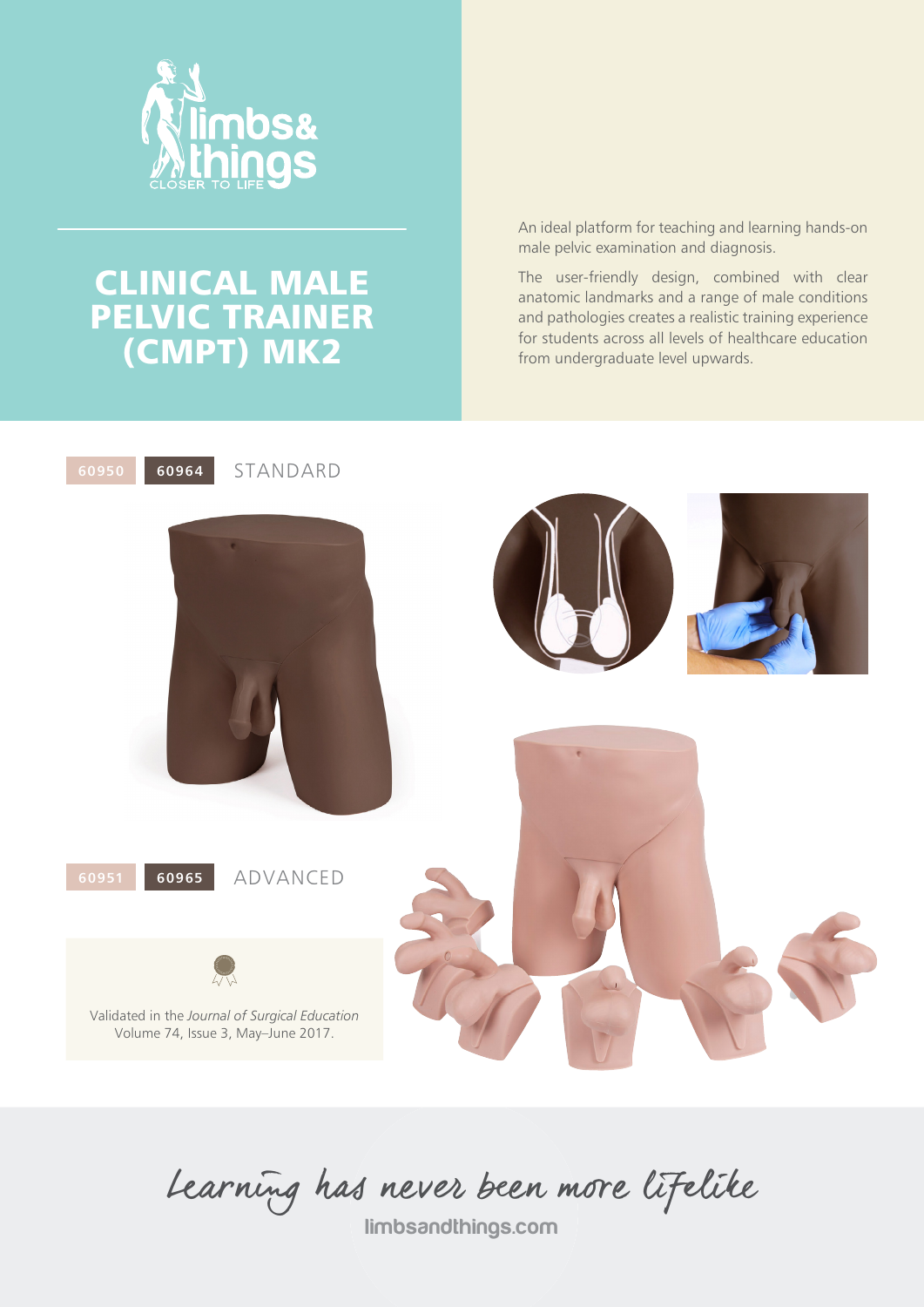limbs& things
CLOSER TO LIFE

# CLINICAL MALE PELVIC TRAINER (CMPT) MK2

An ideal platform for teaching and learning hands-on male pelvic examination and diagnosis.

The user-friendly design, combined with clear anatomic landmarks and a range of male conditions and pathologies creates a realistic training experience for students across all levels of healthcare education from undergraduate level upwards.

**60950** **60964** STANDARD

**60951** **60965** ADVANCED

Validated in the *Journal of Surgical Education* Volume 74, Issue 3, May–June 2017.

*Learning has never been more lifelike*

limbsandthings.com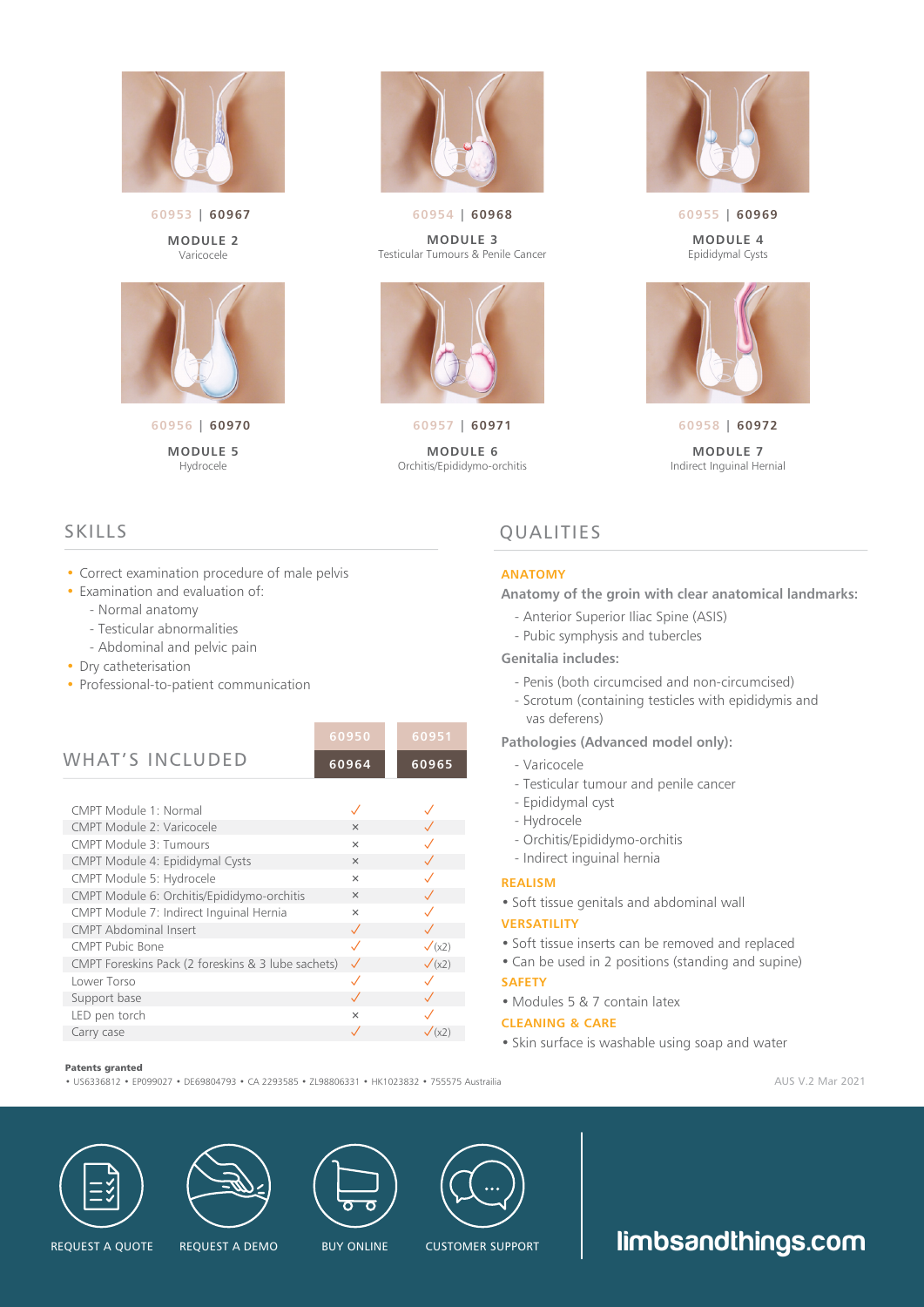60953 | 60967

**MODULE 2**
Varicocele

60954 | 60968

**MODULE 3**
Testicular Tumours & Penile Cancer

60955 | 60969

**MODULE 4**
Epididymal Cysts

60956 | 60970

**MODULE 5**
Hydrocele

60957 | 60971

**MODULE 6**
Orchitis/Epididymo-orchitis

60958 | 60972

**MODULE 7**
Indirect Inguinal Hernial

## SKILLS

- Correct examination procedure of male pelvis
- Examination and evaluation of:
  - Normal anatomy
  - Testicular abnormalities
  - Abdominal and pelvic pain
- Dry catheterisation
- Professional-to-patient communication

## WHAT'S INCLUDED

| | 60950 / 60964 | 60951 / 60965 |
|---|---|---|
| CMPT Module 1: Normal | ✓ | ✓ |
| CMPT Module 2: Varicocele | × | ✓ |
| CMPT Module 3: Tumours | × | ✓ |
| CMPT Module 4: Epididymal Cysts | × | ✓ |
| CMPT Module 5: Hydrocele | × | ✓ |
| CMPT Module 6: Orchitis/Epididymo-orchitis | × | ✓ |
| CMPT Module 7: Indirect Inguinal Hernia | × | ✓ |
| CMPT Abdominal Insert | ✓ | ✓ |
| CMPT Pubic Bone | ✓ | ✓(x2) |
| CMPT Foreskins Pack (2 foreskins & 3 lube sachets) | ✓ | ✓(x2) |
| Lower Torso | ✓ | ✓ |
| Support base | ✓ | ✓ |
| LED pen torch | × | ✓ |
| Carry case | ✓ | ✓(x2) |

## QUALITIES

### ANATOMY

**Anatomy of the groin with clear anatomical landmarks:**

- Anterior Superior Iliac Spine (ASIS)
- Pubic symphysis and tubercles

**Genitalia includes:**

- Penis (both circumcised and non-circumcised)
- Scrotum (containing testicles with epididymis and vas deferens)

**Pathologies (Advanced model only):**

- Varicocele
- Testicular tumour and penile cancer
- Epididymal cyst
- Hydrocele
- Orchitis/Epididymo-orchitis
- Indirect inguinal hernia

### REALISM

- Soft tissue genitals and abdominal wall

### VERSATILITY

- Soft tissue inserts can be removed and replaced
- Can be used in 2 positions (standing and supine)

### SAFETY

- Modules 5 & 7 contain latex

### CLEANING & CARE

- Skin surface is washable using soap and water

**Patents granted**
• US6336812 • EP099027 • DE69804793 • CA 2293585 • ZL98806331 • HK1023832 • 755575 Austrailia

AUS V.2 Mar 2021

REQUEST A QUOTE REQUEST A DEMO BUY ONLINE CUSTOMER SUPPORT

limbsandthings.com